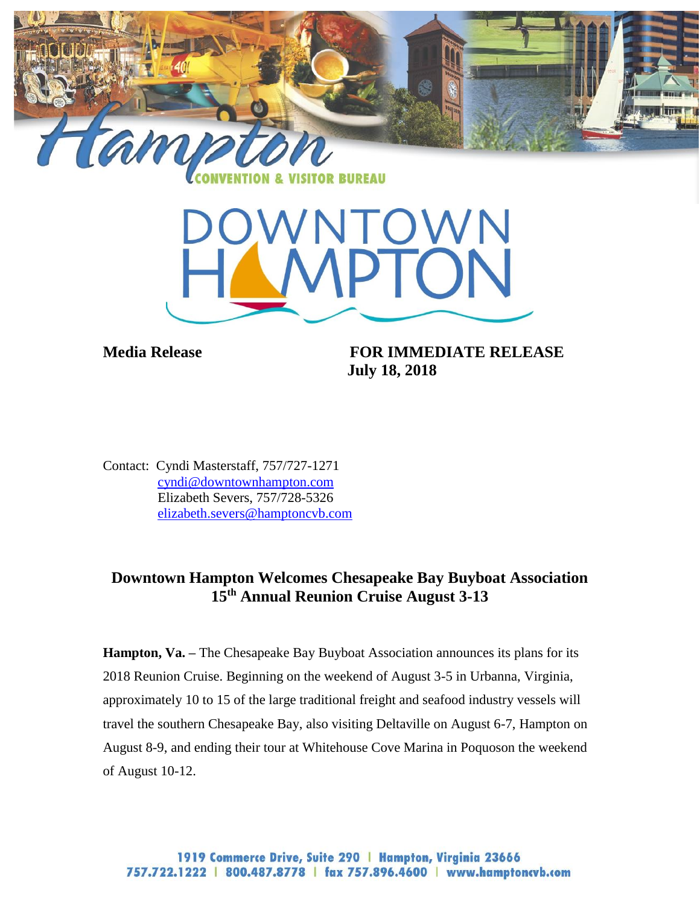Hampton CONVENTION & VISITOR BUREAU

DOWNTOWN HAMPTON

**Media Release** **FOR IMMEDIATE RELEASE**
**July 18, 2018**

Contact: Cyndi Masterstaff, 757/727-1271
cyndi@downtownhampton.com
Elizabeth Severs, 757/728-5326
elizabeth.severs@hamptoncvb.com

## Downtown Hampton Welcomes Chesapeake Bay Buyboat Association 15th Annual Reunion Cruise August 3-13

**Hampton, Va.** – The Chesapeake Bay Buyboat Association announces its plans for its 2018 Reunion Cruise. Beginning on the weekend of August 3-5 in Urbanna, Virginia, approximately 10 to 15 of the large traditional freight and seafood industry vessels will travel the southern Chesapeake Bay, also visiting Deltaville on August 6-7, Hampton on August 8-9, and ending their tour at Whitehouse Cove Marina in Poquoson the weekend of August 10-12.

1919 Commerce Drive, Suite 290 | Hampton, Virginia 23666
757.722.1222 | 800.487.8778 | fax 757.896.4600 | www.hamptoncvb.com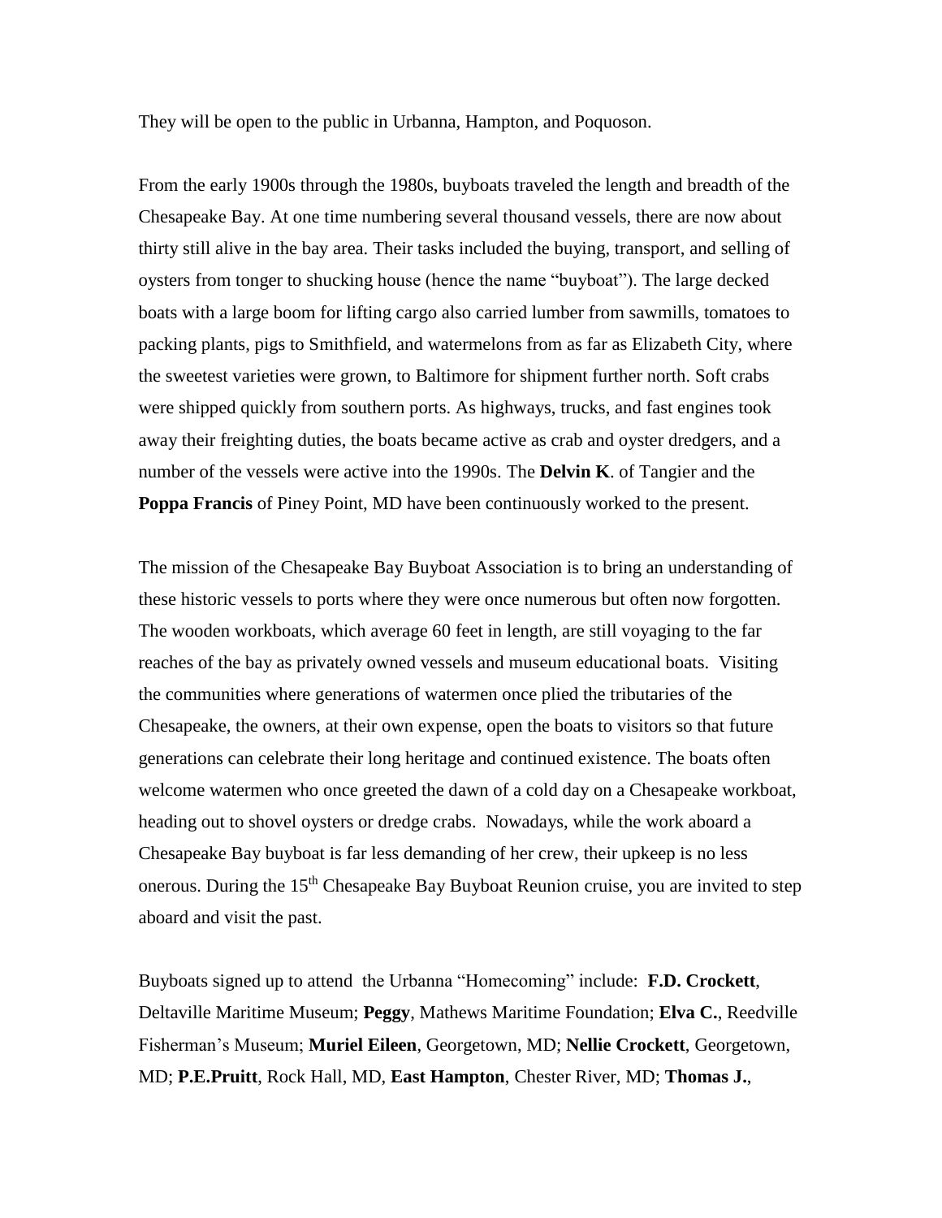They will be open to the public in Urbanna, Hampton, and Poquoson.

From the early 1900s through the 1980s, buyboats traveled the length and breadth of the Chesapeake Bay. At one time numbering several thousand vessels, there are now about thirty still alive in the bay area. Their tasks included the buying, transport, and selling of oysters from tonger to shucking house (hence the name "buyboat"). The large decked boats with a large boom for lifting cargo also carried lumber from sawmills, tomatoes to packing plants, pigs to Smithfield, and watermelons from as far as Elizabeth City, where the sweetest varieties were grown, to Baltimore for shipment further north. Soft crabs were shipped quickly from southern ports. As highways, trucks, and fast engines took away their freighting duties, the boats became active as crab and oyster dredgers, and a number of the vessels were active into the 1990s. The **Delvin K**. of Tangier and the **Poppa Francis** of Piney Point, MD have been continuously worked to the present.

The mission of the Chesapeake Bay Buyboat Association is to bring an understanding of these historic vessels to ports where they were once numerous but often now forgotten. The wooden workboats, which average 60 feet in length, are still voyaging to the far reaches of the bay as privately owned vessels and museum educational boats. Visiting the communities where generations of watermen once plied the tributaries of the Chesapeake, the owners, at their own expense, open the boats to visitors so that future generations can celebrate their long heritage and continued existence. The boats often welcome watermen who once greeted the dawn of a cold day on a Chesapeake workboat, heading out to shovel oysters or dredge crabs. Nowadays, while the work aboard a Chesapeake Bay buyboat is far less demanding of her crew, their upkeep is no less onerous. During the 15th Chesapeake Bay Buyboat Reunion cruise, you are invited to step aboard and visit the past.

Buyboats signed up to attend the Urbanna "Homecoming" include: **F.D. Crockett**, Deltaville Maritime Museum; **Peggy**, Mathews Maritime Foundation; **Elva C.**, Reedville Fisherman's Museum; **Muriel Eileen**, Georgetown, MD; **Nellie Crockett**, Georgetown, MD; **P.E.Pruitt**, Rock Hall, MD, **East Hampton**, Chester River, MD; **Thomas J.**,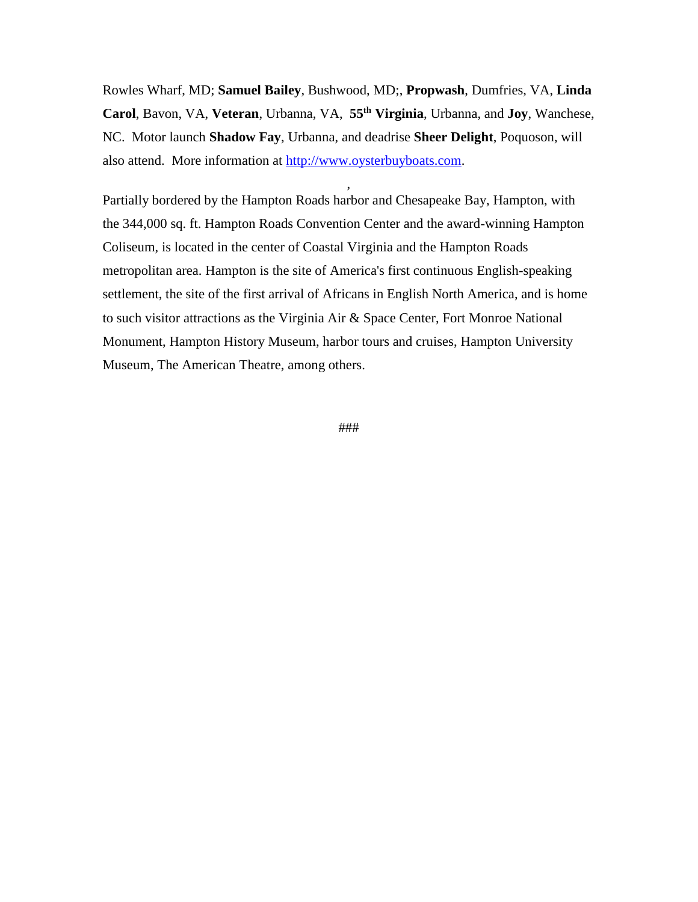Rowles Wharf, MD; **Samuel Bailey**, Bushwood, MD;, **Propwash**, Dumfries, VA, **Linda Carol**, Bavon, VA, **Veteran**, Urbanna, VA, **55th Virginia**, Urbanna, and **Joy**, Wanchese, NC. Motor launch **Shadow Fay**, Urbanna, and deadrise **Sheer Delight**, Poquoson, will also attend. More information at [http://www.oysterbuyboats.com](http://www.oysterbuyboats.com).

,

Partially bordered by the Hampton Roads harbor and Chesapeake Bay, Hampton, with the 344,000 sq. ft. Hampton Roads Convention Center and the award-winning Hampton Coliseum, is located in the center of Coastal Virginia and the Hampton Roads metropolitan area. Hampton is the site of America's first continuous English-speaking settlement, the site of the first arrival of Africans in English North America, and is home to such visitor attractions as the Virginia Air & Space Center, Fort Monroe National Monument, Hampton History Museum, harbor tours and cruises, Hampton University Museum, The American Theatre, among others.

###